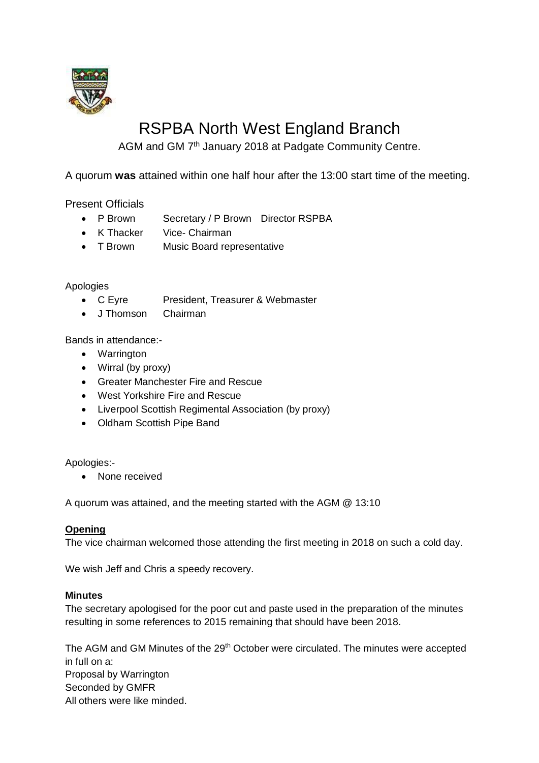# RSPBA North West England Branch

AGM and GM 7th January 2018 at Padgate Community Centre.

A quorum **was** attained within one half hour after the 13:00 start time of the meeting.

Present Officials

- P Brown Secretary / P Brown Director RSPBA
- K Thacker Vice- Chairman
- T Brown Music Board representative

Apologies

- C Eyre President, Treasurer & Webmaster
- J Thomson Chairman

Bands in attendance:-

- Warrington
- Wirral (by proxy)
- Greater Manchester Fire and Rescue
- West Yorkshire Fire and Rescue
- Liverpool Scottish Regimental Association (by proxy)
- Oldham Scottish Pipe Band

Apologies:-

- None received

A quorum was attained, and the meeting started with the AGM @ 13:10

**Opening**

The vice chairman welcomed those attending the first meeting in 2018 on such a cold day.

We wish Jeff and Chris a speedy recovery.

**Minutes**

The secretary apologised for the poor cut and paste used in the preparation of the minutes resulting in some references to 2015 remaining that should have been 2018.

The AGM and GM Minutes of the 29th October were circulated. The minutes were accepted in full on a:
Proposal by Warrington
Seconded by GMFR
All others were like minded.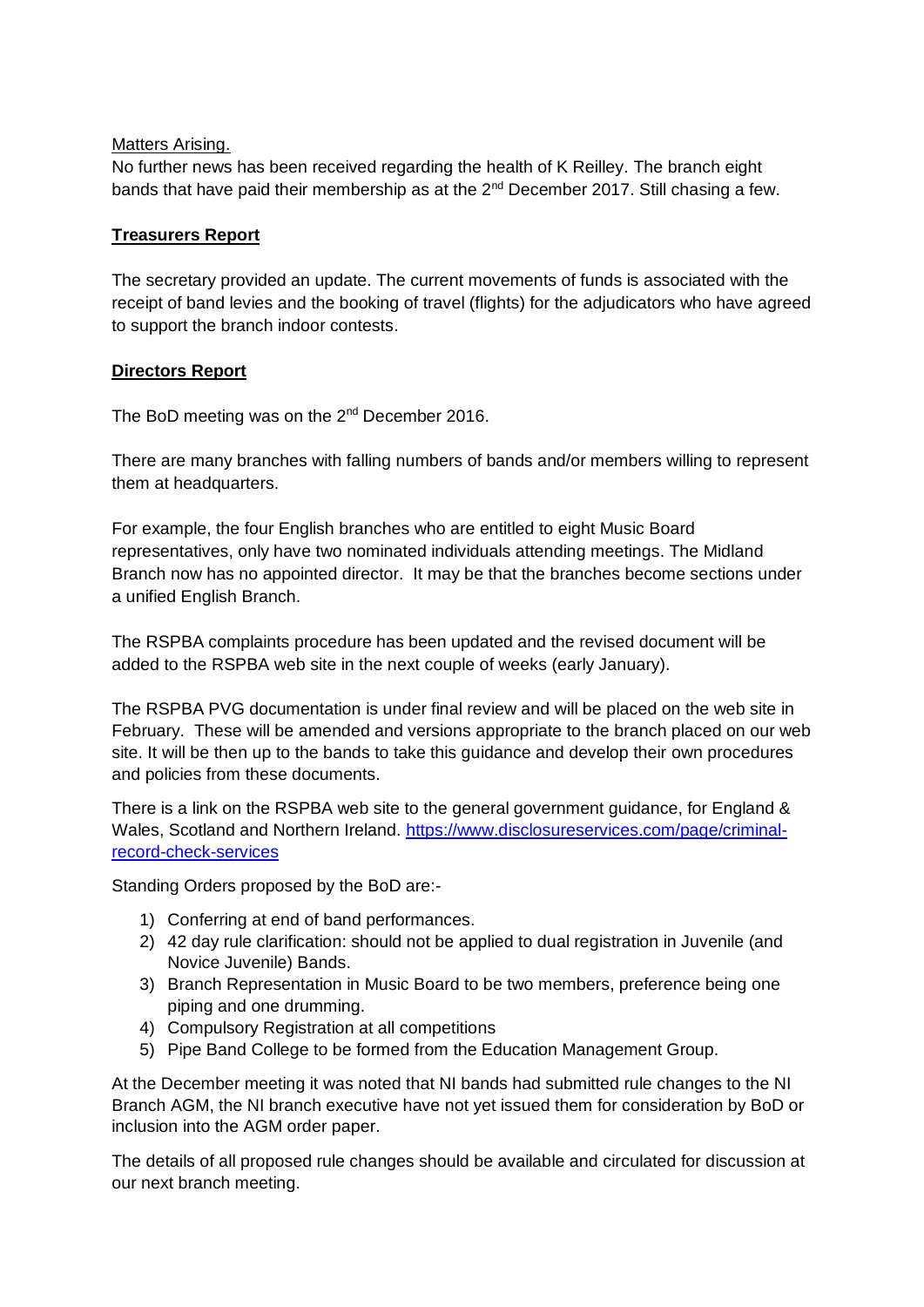Matters Arising.

No further news has been received regarding the health of K Reilley. The branch eight bands that have paid their membership as at the 2nd December 2017. Still chasing a few.

**Treasurers Report**

The secretary provided an update. The current movements of funds is associated with the receipt of band levies and the booking of travel (flights) for the adjudicators who have agreed to support the branch indoor contests.

**Directors Report**

The BoD meeting was on the 2nd December 2016.

There are many branches with falling numbers of bands and/or members willing to represent them at headquarters.

For example, the four English branches who are entitled to eight Music Board representatives, only have two nominated individuals attending meetings. The Midland Branch now has no appointed director. It may be that the branches become sections under a unified English Branch.

The RSPBA complaints procedure has been updated and the revised document will be added to the RSPBA web site in the next couple of weeks (early January).

The RSPBA PVG documentation is under final review and will be placed on the web site in February. These will be amended and versions appropriate to the branch placed on our web site. It will be then up to the bands to take this guidance and develop their own procedures and policies from these documents.

There is a link on the RSPBA web site to the general government guidance, for England & Wales, Scotland and Northern Ireland. https://www.disclosureservices.com/page/criminal-record-check-services

Standing Orders proposed by the BoD are:-

1) Conferring at end of band performances.
2) 42 day rule clarification: should not be applied to dual registration in Juvenile (and Novice Juvenile) Bands.
3) Branch Representation in Music Board to be two members, preference being one piping and one drumming.
4) Compulsory Registration at all competitions
5) Pipe Band College to be formed from the Education Management Group.

At the December meeting it was noted that NI bands had submitted rule changes to the NI Branch AGM, the NI branch executive have not yet issued them for consideration by BoD or inclusion into the AGM order paper.

The details of all proposed rule changes should be available and circulated for discussion at our next branch meeting.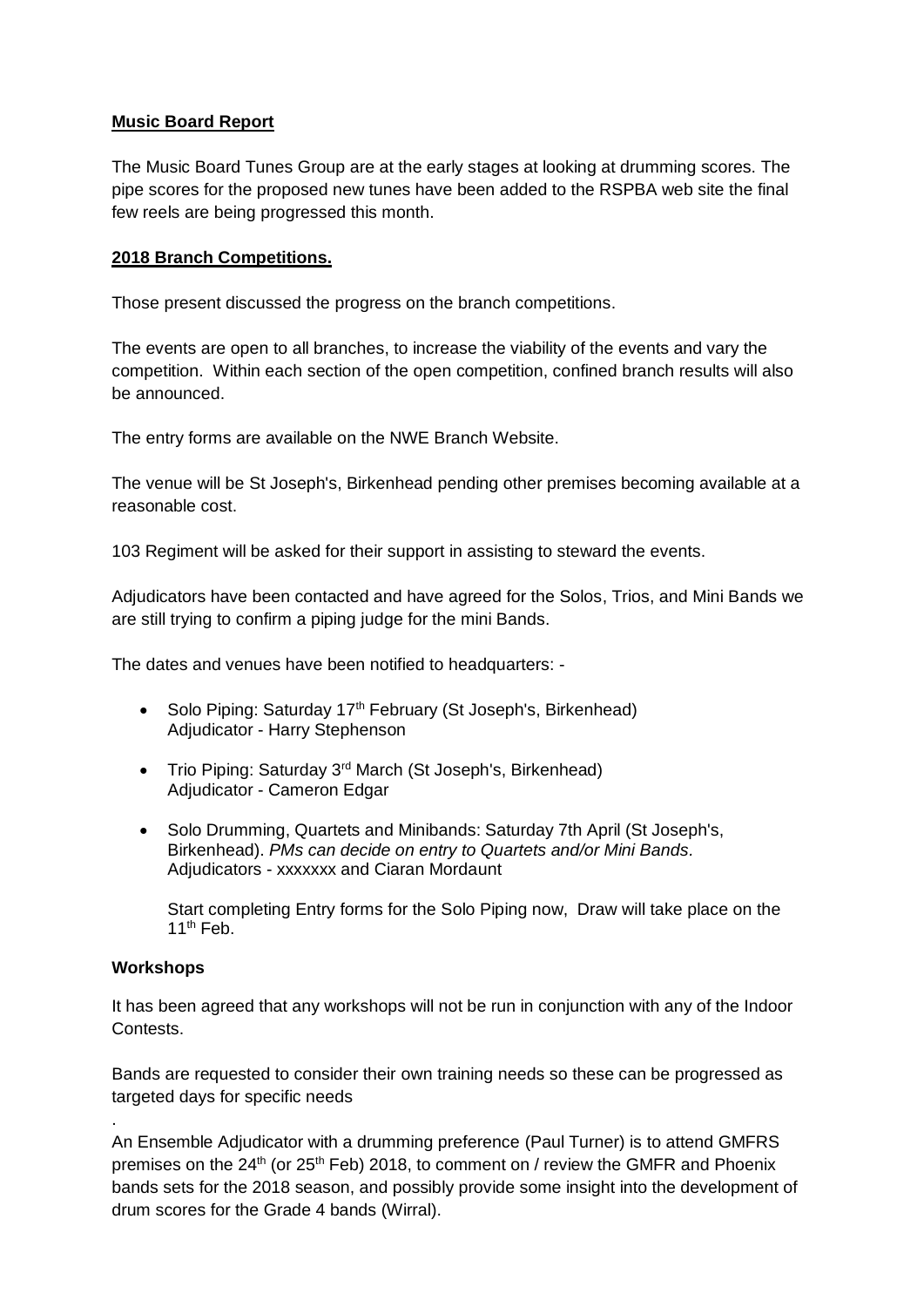**Music Board Report**

The Music Board Tunes Group are at the early stages at looking at drumming scores. The pipe scores for the proposed new tunes have been added to the RSPBA web site the final few reels are being progressed this month.

**2018 Branch Competitions.**

Those present discussed the progress on the branch competitions.

The events are open to all branches, to increase the viability of the events and vary the competition. Within each section of the open competition, confined branch results will also be announced.

The entry forms are available on the NWE Branch Website.

The venue will be St Joseph's, Birkenhead pending other premises becoming available at a reasonable cost.

103 Regiment will be asked for their support in assisting to steward the events.

Adjudicators have been contacted and have agreed for the Solos, Trios, and Mini Bands we are still trying to confirm a piping judge for the mini Bands.

The dates and venues have been notified to headquarters: -

- Solo Piping: Saturday 17th February (St Joseph's, Birkenhead)
  Adjudicator - Harry Stephenson
- Trio Piping: Saturday 3rd March (St Joseph's, Birkenhead)
  Adjudicator - Cameron Edgar
- Solo Drumming, Quartets and Minibands: Saturday 7th April (St Joseph's, Birkenhead). *PMs can decide on entry to Quartets and/or Mini Bands.*
  Adjudicators - xxxxxxx and Ciaran Mordaunt

  Start completing Entry forms for the Solo Piping now, Draw will take place on the 11th Feb.

**Workshops**

It has been agreed that any workshops will not be run in conjunction with any of the Indoor Contests.

Bands are requested to consider their own training needs so these can be progressed as targeted days for specific needs

.

An Ensemble Adjudicator with a drumming preference (Paul Turner) is to attend GMFRS premises on the 24th (or 25th Feb) 2018, to comment on / review the GMFR and Phoenix bands sets for the 2018 season, and possibly provide some insight into the development of drum scores for the Grade 4 bands (Wirral).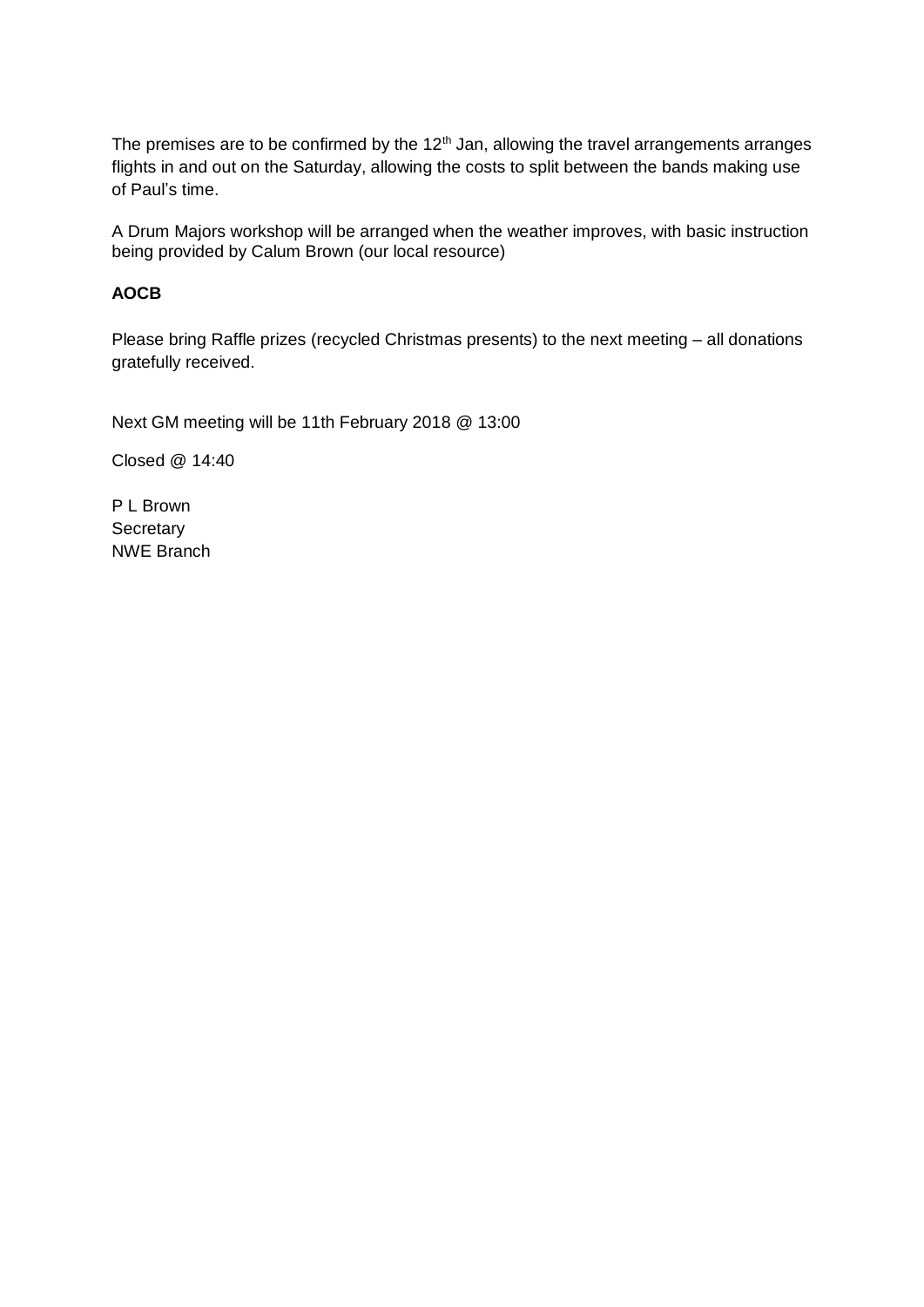The premises are to be confirmed by the 12th Jan, allowing the travel arrangements arranges flights in and out on the Saturday, allowing the costs to split between the bands making use of Paul's time.

A Drum Majors workshop will be arranged when the weather improves, with basic instruction being provided by Calum Brown (our local resource)

**AOCB**

Please bring Raffle prizes (recycled Christmas presents) to the next meeting – all donations gratefully received.

Next GM meeting will be 11th February 2018 @ 13:00

Closed @ 14:40

P L Brown
Secretary
NWE Branch